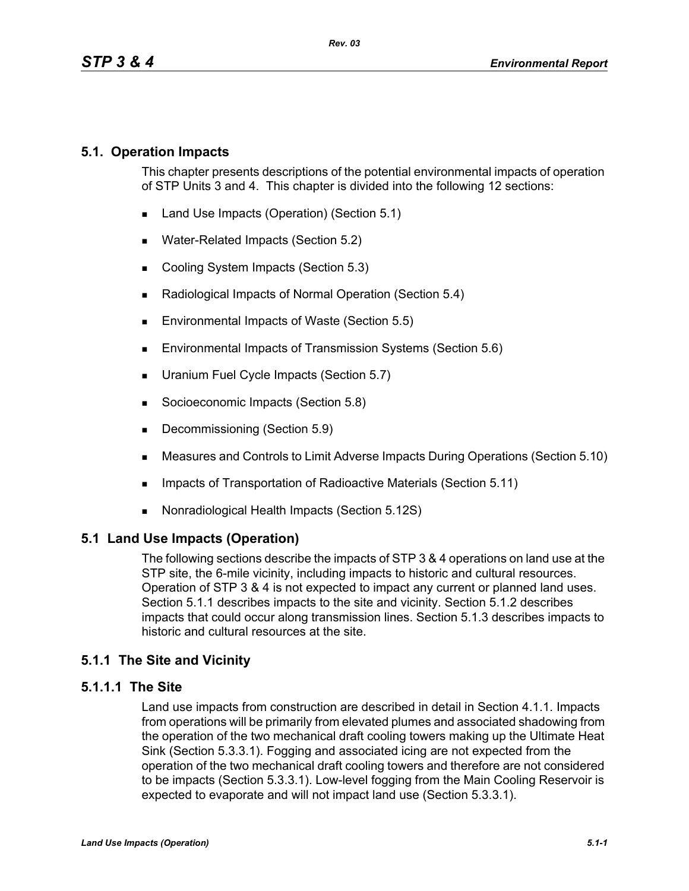## 5.1. Operation Impacts

This chapter presents descriptions of the potential environmental impacts of operation of STP Units 3 and 4. This chapter is divided into the following 12 sections:

- Land Use Impacts (Operation) (Section 5.1)
- Water-Related Impacts (Section 5.2)
- Cooling System Impacts (Section 5.3)
- Radiological Impacts of Normal Operation (Section 5.4)
- Environmental Impacts of Waste (Section 5.5)
- Environmental Impacts of Transmission Systems (Section 5.6)
- Uranium Fuel Cycle Impacts (Section 5.7)
- Socioeconomic Impacts (Section 5.8)
- Decommissioning (Section 5.9)
- Measures and Controls to Limit Adverse Impacts During Operations (Section 5.10)
- Impacts of Transportation of Radioactive Materials (Section 5.11)
- Nonradiological Health Impacts (Section 5.12S)

## 5.1 Land Use Impacts (Operation)

The following sections describe the impacts of STP 3 & 4 operations on land use at the STP site, the 6-mile vicinity, including impacts to historic and cultural resources. Operation of STP 3 & 4 is not expected to impact any current or planned land uses. Section 5.1.1 describes impacts to the site and vicinity. Section 5.1.2 describes impacts that could occur along transmission lines. Section 5.1.3 describes impacts to historic and cultural resources at the site.

### 5.1.1 The Site and Vicinity

#### 5.1.1.1 The Site

Land use impacts from construction are described in detail in Section 4.1.1. Impacts from operations will be primarily from elevated plumes and associated shadowing from the operation of the two mechanical draft cooling towers making up the Ultimate Heat Sink (Section 5.3.3.1). Fogging and associated icing are not expected from the operation of the two mechanical draft cooling towers and therefore are not considered to be impacts (Section 5.3.3.1). Low-level fogging from the Main Cooling Reservoir is expected to evaporate and will not impact land use (Section 5.3.3.1).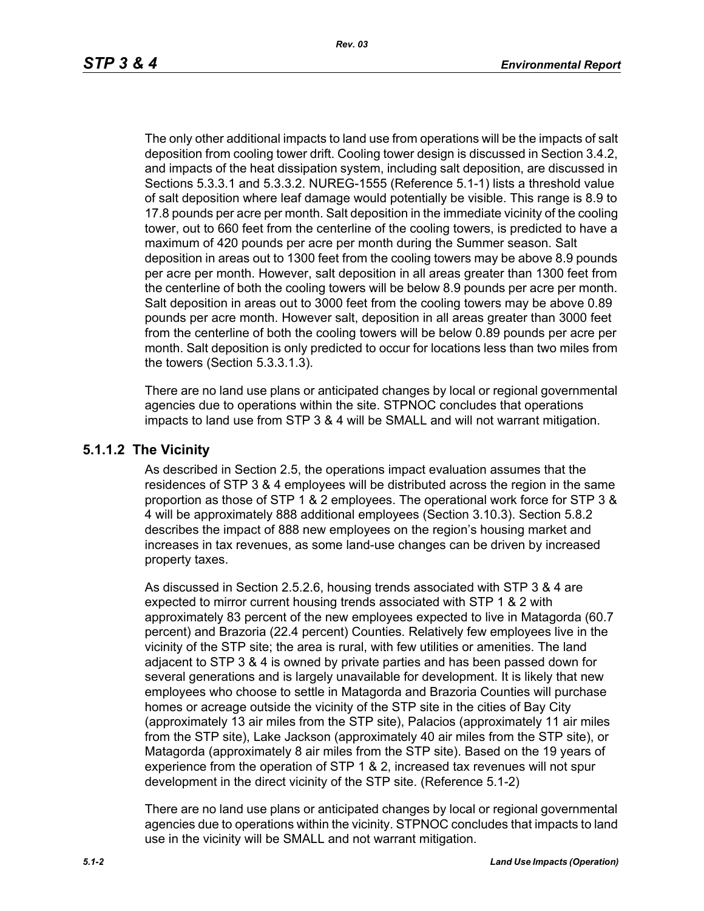The only other additional impacts to land use from operations will be the impacts of salt deposition from cooling tower drift. Cooling tower design is discussed in Section 3.4.2, and impacts of the heat dissipation system, including salt deposition, are discussed in Sections 5.3.3.1 and 5.3.3.2. NUREG-1555 (Reference 5.1-1) lists a threshold value of salt deposition where leaf damage would potentially be visible. This range is 8.9 to 17.8 pounds per acre per month. Salt deposition in the immediate vicinity of the cooling tower, out to 660 feet from the centerline of the cooling towers, is predicted to have a maximum of 420 pounds per acre per month during the Summer season. Salt deposition in areas out to 1300 feet from the cooling towers may be above 8.9 pounds per acre per month. However, salt deposition in all areas greater than 1300 feet from the centerline of both the cooling towers will be below 8.9 pounds per acre per month. Salt deposition in areas out to 3000 feet from the cooling towers may be above 0.89 pounds per acre month. However salt, deposition in all areas greater than 3000 feet from the centerline of both the cooling towers will be below 0.89 pounds per acre per month. Salt deposition is only predicted to occur for locations less than two miles from the towers (Section 5.3.3.1.3).

There are no land use plans or anticipated changes by local or regional governmental agencies due to operations within the site. STPNOC concludes that operations impacts to land use from STP 3 & 4 will be SMALL and will not warrant mitigation.

### 5.1.1.2 The Vicinity

As described in Section 2.5, the operations impact evaluation assumes that the residences of STP 3 & 4 employees will be distributed across the region in the same proportion as those of STP 1 & 2 employees. The operational work force for STP 3 & 4 will be approximately 888 additional employees (Section 3.10.3). Section 5.8.2 describes the impact of 888 new employees on the region's housing market and increases in tax revenues, as some land-use changes can be driven by increased property taxes.

As discussed in Section 2.5.2.6, housing trends associated with STP 3 & 4 are expected to mirror current housing trends associated with STP 1 & 2 with approximately 83 percent of the new employees expected to live in Matagorda (60.7 percent) and Brazoria (22.4 percent) Counties. Relatively few employees live in the vicinity of the STP site; the area is rural, with few utilities or amenities. The land adjacent to STP 3 & 4 is owned by private parties and has been passed down for several generations and is largely unavailable for development. It is likely that new employees who choose to settle in Matagorda and Brazoria Counties will purchase homes or acreage outside the vicinity of the STP site in the cities of Bay City (approximately 13 air miles from the STP site), Palacios (approximately 11 air miles from the STP site), Lake Jackson (approximately 40 air miles from the STP site), or Matagorda (approximately 8 air miles from the STP site). Based on the 19 years of experience from the operation of STP 1 & 2, increased tax revenues will not spur development in the direct vicinity of the STP site. (Reference 5.1-2)

There are no land use plans or anticipated changes by local or regional governmental agencies due to operations within the vicinity. STPNOC concludes that impacts to land use in the vicinity will be SMALL and not warrant mitigation.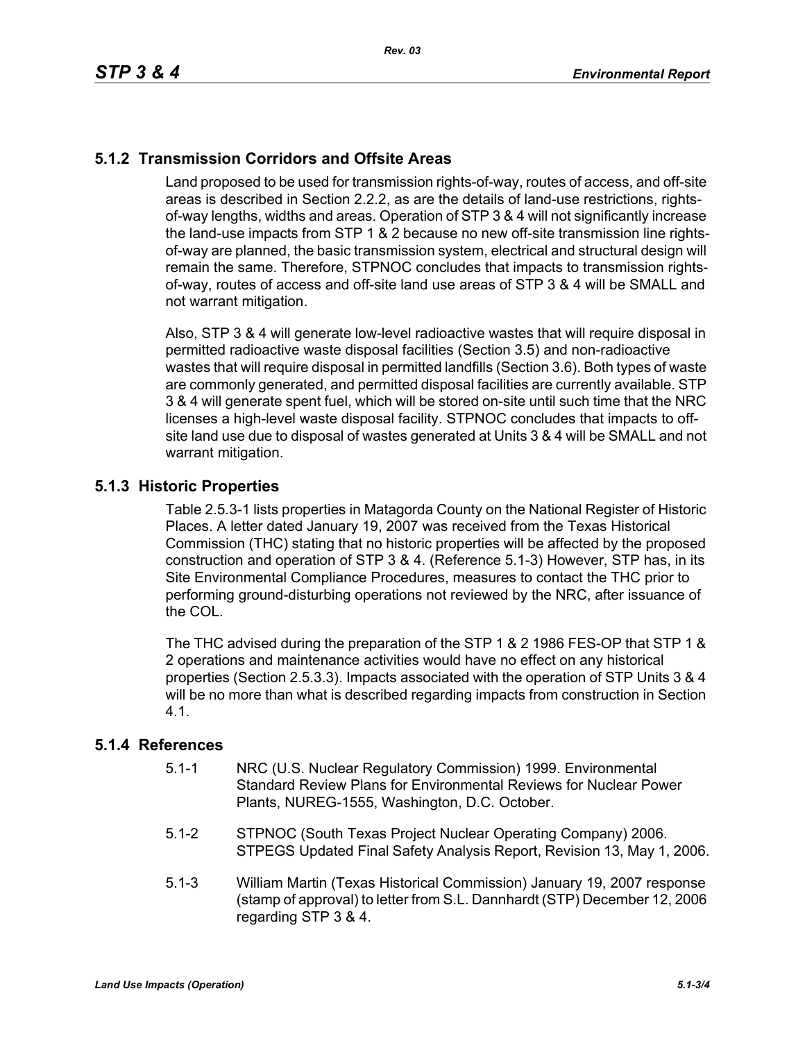## 5.1.2 Transmission Corridors and Offsite Areas

Land proposed to be used for transmission rights-of-way, routes of access, and off-site areas is described in Section 2.2.2, as are the details of land-use restrictions, rights-of-way lengths, widths and areas. Operation of STP 3 & 4 will not significantly increase the land-use impacts from STP 1 & 2 because no new off-site transmission line rights-of-way are planned, the basic transmission system, electrical and structural design will remain the same. Therefore, STPNOC concludes that impacts to transmission rights-of-way, routes of access and off-site land use areas of STP 3 & 4 will be SMALL and not warrant mitigation.

Also, STP 3 & 4 will generate low-level radioactive wastes that will require disposal in permitted radioactive waste disposal facilities (Section 3.5) and non-radioactive wastes that will require disposal in permitted landfills (Section 3.6). Both types of waste are commonly generated, and permitted disposal facilities are currently available. STP 3 & 4 will generate spent fuel, which will be stored on-site until such time that the NRC licenses a high-level waste disposal facility. STPNOC concludes that impacts to off-site land use due to disposal of wastes generated at Units 3 & 4 will be SMALL and not warrant mitigation.

## 5.1.3 Historic Properties

Table 2.5.3-1 lists properties in Matagorda County on the National Register of Historic Places. A letter dated January 19, 2007 was received from the Texas Historical Commission (THC) stating that no historic properties will be affected by the proposed construction and operation of STP 3 & 4. (Reference 5.1-3) However, STP has, in its Site Environmental Compliance Procedures, measures to contact the THC prior to performing ground-disturbing operations not reviewed by the NRC, after issuance of the COL.

The THC advised during the preparation of the STP 1 & 2 1986 FES-OP that STP 1 & 2 operations and maintenance activities would have no effect on any historical properties (Section 2.5.3.3). Impacts associated with the operation of STP Units 3 & 4 will be no more than what is described regarding impacts from construction in Section 4.1.

## 5.1.4 References

5.1-1 NRC (U.S. Nuclear Regulatory Commission) 1999. Environmental Standard Review Plans for Environmental Reviews for Nuclear Power Plants, NUREG-1555, Washington, D.C. October.

5.1-2 STPNOC (South Texas Project Nuclear Operating Company) 2006. STPEGS Updated Final Safety Analysis Report, Revision 13, May 1, 2006.

5.1-3 William Martin (Texas Historical Commission) January 19, 2007 response (stamp of approval) to letter from S.L. Dannhardt (STP) December 12, 2006 regarding STP 3 & 4.